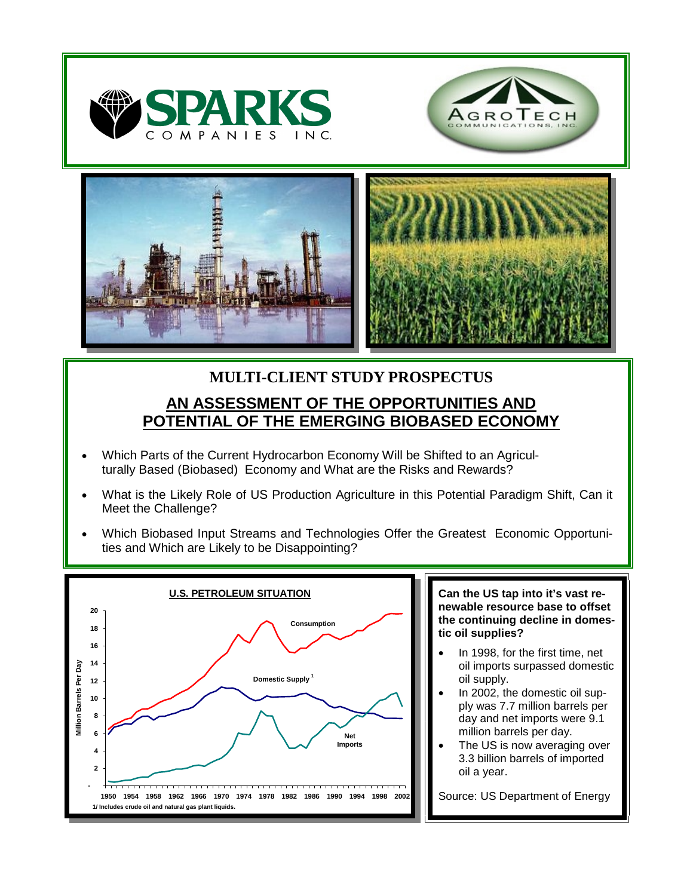SPARKS COMPANIES INC.

AGROTECH COMMUNICATIONS, INC.

# MULTI-CLIENT STUDY PROSPECTUS

## AN ASSESSMENT OF THE OPPORTUNITIES AND POTENTIAL OF THE EMERGING BIOBASED ECONOMY

- Which Parts of the Current Hydrocarbon Economy Will be Shifted to an Agriculturally Based (Biobased) Economy and What are the Risks and Rewards?
- What is the Likely Role of US Production Agriculture in this Potential Paradigm Shift, Can it Meet the Challenge?
- Which Biobased Input Streams and Technologies Offer the Greatest Economic Opportunities and Which are Likely to be Disappointing?

U.S. PETROLEUM SITUATION

Million Barrels Per Day

20
18
16
14
12
10
8
6
4
2
-

1950 1954 1958 1962 1966 1970 1974 1978 1982 1986 1990 1994 1998 2002

Consumption

Domestic Supply[1]

Net Imports

1/ Includes crude oil and natural gas plant liquids.

**Can the US tap into it's vast renewable resource base to offset the continuing decline in domestic oil supplies?**

- In 1998, for the first time, net oil imports surpassed domestic oil supply.
- In 2002, the domestic oil supply was 7.7 million barrels per day and net imports were 9.1 million barrels per day.
- The US is now averaging over 3.3 billion barrels of imported oil a year.

Source: US Department of Energy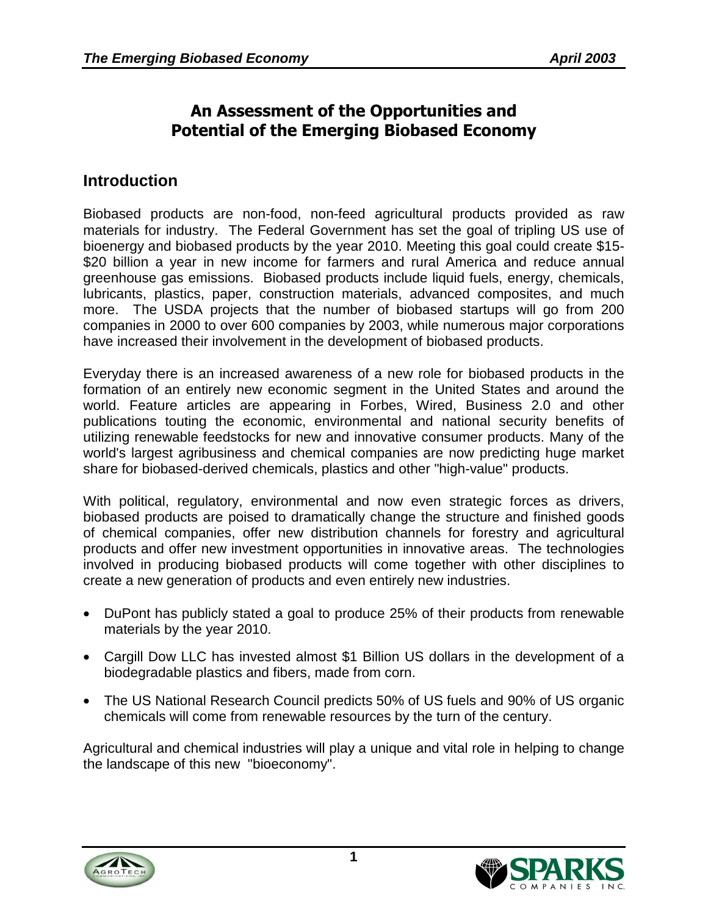# An Assessment of the Opportunities and Potential of the Emerging Biobased Economy

## Introduction

Biobased products are non-food, non-feed agricultural products provided as raw materials for industry. The Federal Government has set the goal of tripling US use of bioenergy and biobased products by the year 2010. Meeting this goal could create $15-$20 billion a year in new income for farmers and rural America and reduce annual greenhouse gas emissions. Biobased products include liquid fuels, energy, chemicals, lubricants, plastics, paper, construction materials, advanced composites, and much more. The USDA projects that the number of biobased startups will go from 200 companies in 2000 to over 600 companies by 2003, while numerous major corporations have increased their involvement in the development of biobased products.

Everyday there is an increased awareness of a new role for biobased products in the formation of an entirely new economic segment in the United States and around the world. Feature articles are appearing in Forbes, Wired, Business 2.0 and other publications touting the economic, environmental and national security benefits of utilizing renewable feedstocks for new and innovative consumer products. Many of the world's largest agribusiness and chemical companies are now predicting huge market share for biobased-derived chemicals, plastics and other "high-value" products.

With political, regulatory, environmental and now even strategic forces as drivers, biobased products are poised to dramatically change the structure and finished goods of chemical companies, offer new distribution channels for forestry and agricultural products and offer new investment opportunities in innovative areas. The technologies involved in producing biobased products will come together with other disciplines to create a new generation of products and even entirely new industries.

- DuPont has publicly stated a goal to produce 25% of their products from renewable materials by the year 2010.
- Cargill Dow LLC has invested almost $1 Billion US dollars in the development of a biodegradable plastics and fibers, made from corn.
- The US National Research Council predicts 50% of US fuels and 90% of US organic chemicals will come from renewable resources by the turn of the century.

Agricultural and chemical industries will play a unique and vital role in helping to change the landscape of this new "bioeconomy".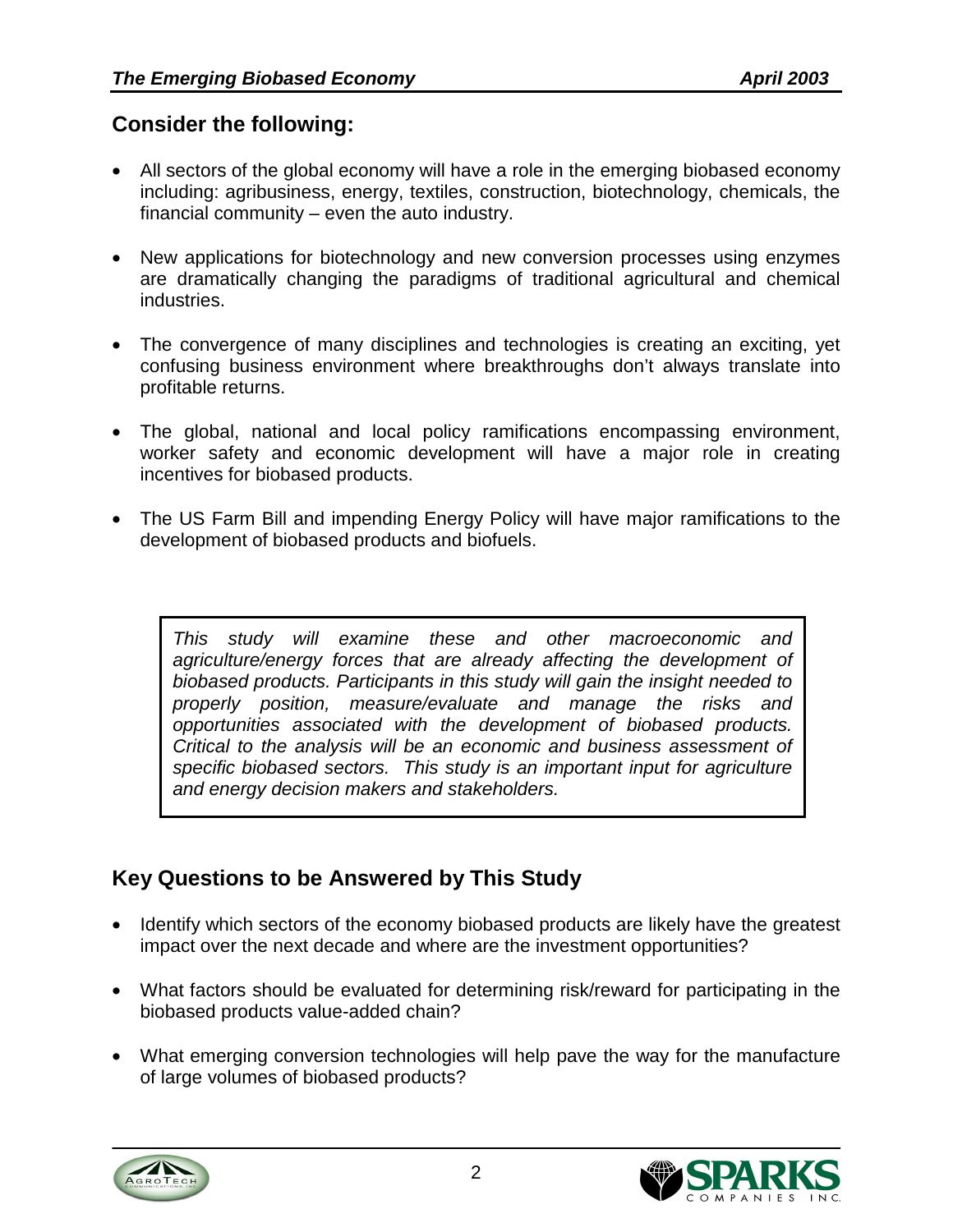## Consider the following:

- All sectors of the global economy will have a role in the emerging biobased economy including: agribusiness, energy, textiles, construction, biotechnology, chemicals, the financial community – even the auto industry.
- New applications for biotechnology and new conversion processes using enzymes are dramatically changing the paradigms of traditional agricultural and chemical industries.
- The convergence of many disciplines and technologies is creating an exciting, yet confusing business environment where breakthroughs don't always translate into profitable returns.
- The global, national and local policy ramifications encompassing environment, worker safety and economic development will have a major role in creating incentives for biobased products.
- The US Farm Bill and impending Energy Policy will have major ramifications to the development of biobased products and biofuels.

*This study will examine these and other macroeconomic and agriculture/energy forces that are already affecting the development of biobased products. Participants in this study will gain the insight needed to properly position, measure/evaluate and manage the risks and opportunities associated with the development of biobased products. Critical to the analysis will be an economic and business assessment of specific biobased sectors. This study is an important input for agriculture and energy decision makers and stakeholders.*

## Key Questions to be Answered by This Study

- Identify which sectors of the economy biobased products are likely have the greatest impact over the next decade and where are the investment opportunities?
- What factors should be evaluated for determining risk/reward for participating in the biobased products value-added chain?
- What emerging conversion technologies will help pave the way for the manufacture of large volumes of biobased products?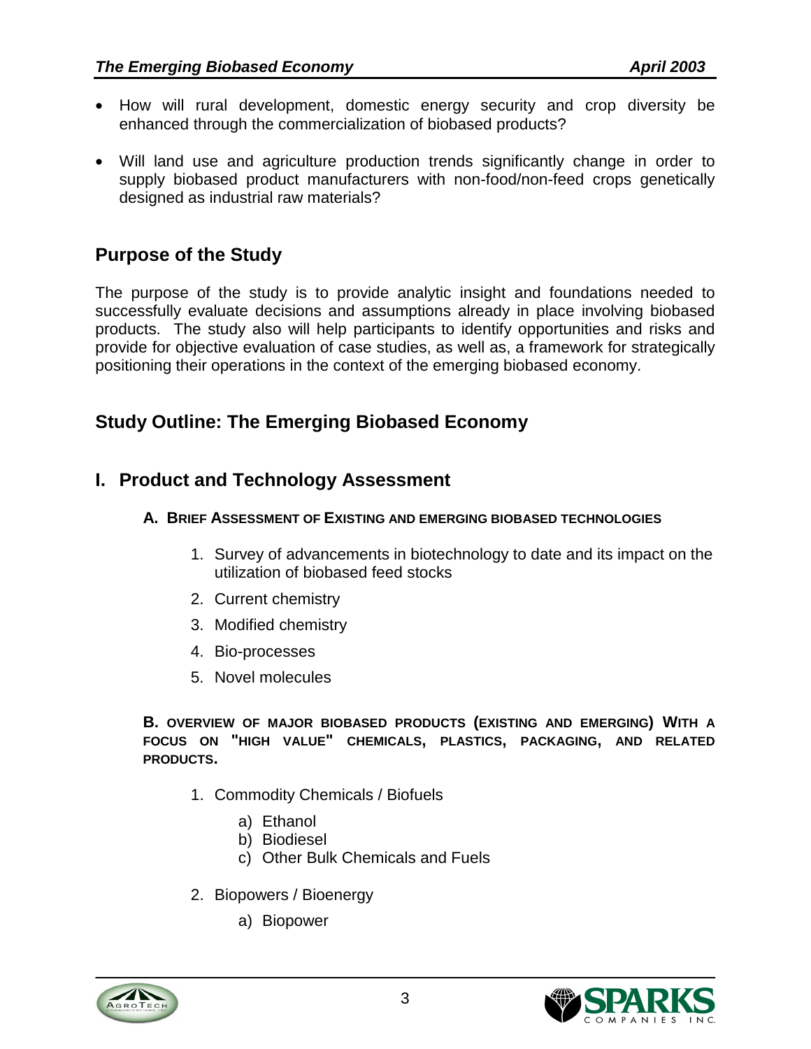- How will rural development, domestic energy security and crop diversity be enhanced through the commercialization of biobased products?
- Will land use and agriculture production trends significantly change in order to supply biobased product manufacturers with non-food/non-feed crops genetically designed as industrial raw materials?

## Purpose of the Study

The purpose of the study is to provide analytic insight and foundations needed to successfully evaluate decisions and assumptions already in place involving biobased products. The study also will help participants to identify opportunities and risks and provide for objective evaluation of case studies, as well as, a framework for strategically positioning their operations in the context of the emerging biobased economy.

## Study Outline: The Emerging Biobased Economy

## I. Product and Technology Assessment

### A. Brief Assessment of Existing and Emerging Biobased Technologies

1. Survey of advancements in biotechnology to date and its impact on the utilization of biobased feed stocks
2. Current chemistry
3. Modified chemistry
4. Bio-processes
5. Novel molecules

### B. Overview of Major Biobased Products (Existing and Emerging) With a Focus on "High Value" Chemicals, Plastics, Packaging, and Related Products.

1. Commodity Chemicals / Biofuels
   a) Ethanol
   b) Biodiesel
   c) Other Bulk Chemicals and Fuels
2. Biopowers / Bioenergy
   a) Biopower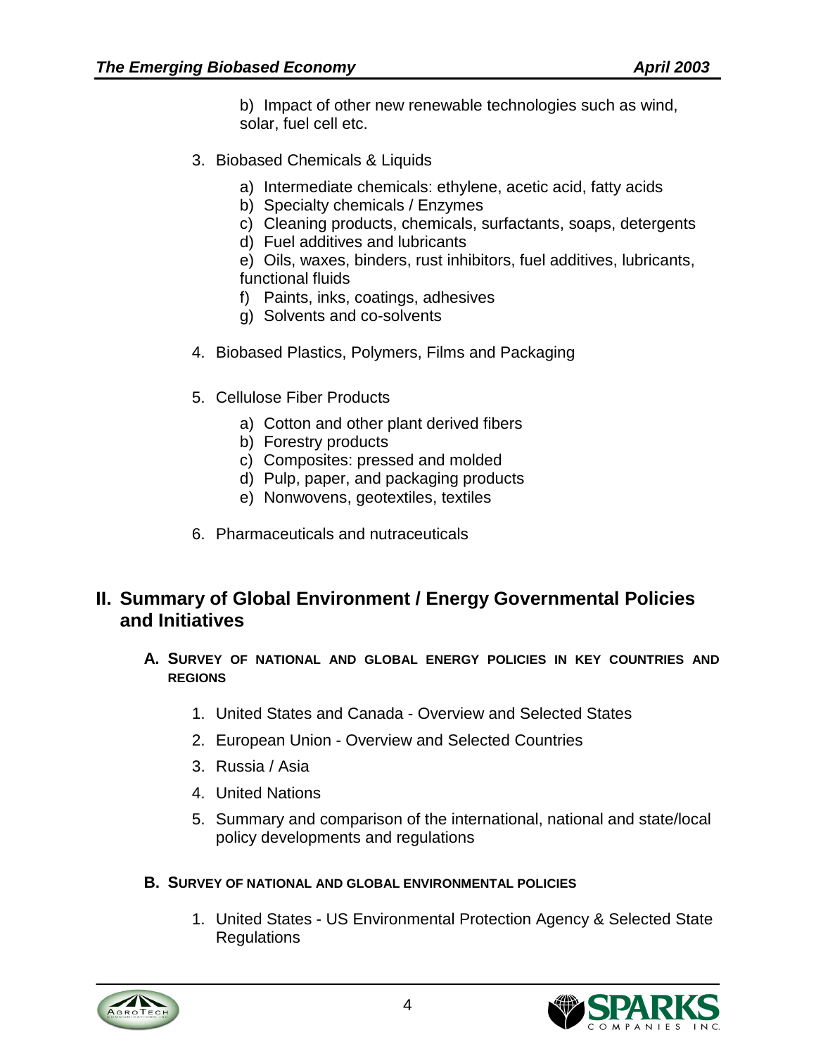b) Impact of other new renewable technologies such as wind, solar, fuel cell etc.

3. Biobased Chemicals & Liquids

   a) Intermediate chemicals: ethylene, acetic acid, fatty acids
   b) Specialty chemicals / Enzymes
   c) Cleaning products, chemicals, surfactants, soaps, detergents
   d) Fuel additives and lubricants
   e) Oils, waxes, binders, rust inhibitors, fuel additives, lubricants, functional fluids
   f) Paints, inks, coatings, adhesives
   g) Solvents and co-solvents

4. Biobased Plastics, Polymers, Films and Packaging

5. Cellulose Fiber Products

   a) Cotton and other plant derived fibers
   b) Forestry products
   c) Composites: pressed and molded
   d) Pulp, paper, and packaging products
   e) Nonwovens, geotextiles, textiles

6. Pharmaceuticals and nutraceuticals

## II. Summary of Global Environment / Energy Governmental Policies and Initiatives

### A. Survey of National and Global Energy Policies in Key Countries and Regions

1. United States and Canada - Overview and Selected States
2. European Union - Overview and Selected Countries
3. Russia / Asia
4. United Nations
5. Summary and comparison of the international, national and state/local policy developments and regulations

### B. Survey of National and Global Environmental Policies

1. United States - US Environmental Protection Agency & Selected State Regulations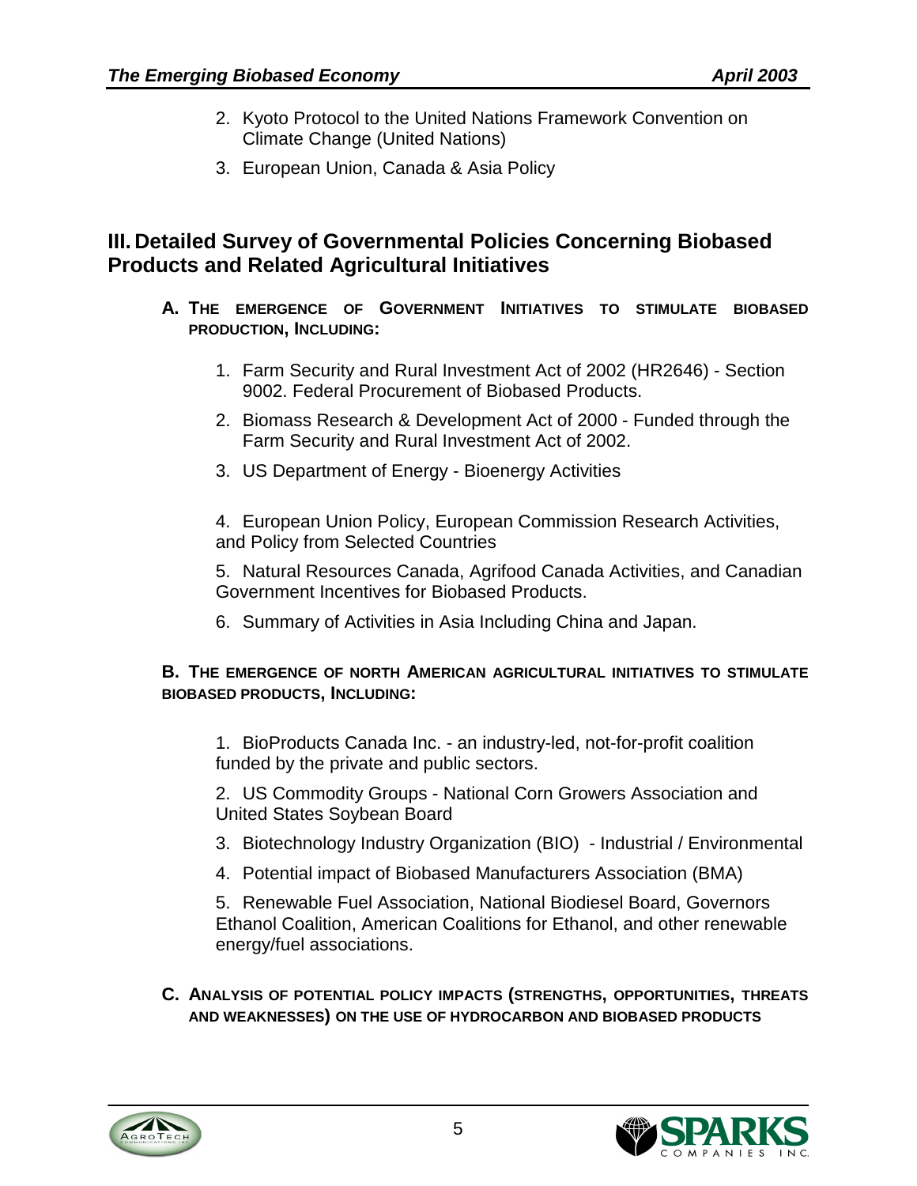2. Kyoto Protocol to the United Nations Framework Convention on Climate Change (United Nations)
3. European Union, Canada & Asia Policy

## III. Detailed Survey of Governmental Policies Concerning Biobased Products and Related Agricultural Initiatives

**A. THE EMERGENCE OF GOVERNMENT INITIATIVES TO STIMULATE BIOBASED PRODUCTION, INCLUDING:**

1. Farm Security and Rural Investment Act of 2002 (HR2646) - Section 9002. Federal Procurement of Biobased Products.
2. Biomass Research & Development Act of 2000 - Funded through the Farm Security and Rural Investment Act of 2002.
3. US Department of Energy - Bioenergy Activities
4. European Union Policy, European Commission Research Activities, and Policy from Selected Countries
5. Natural Resources Canada, Agrifood Canada Activities, and Canadian Government Incentives for Biobased Products.
6. Summary of Activities in Asia Including China and Japan.

**B. THE EMERGENCE OF NORTH AMERICAN AGRICULTURAL INITIATIVES TO STIMULATE BIOBASED PRODUCTS, INCLUDING:**

1. BioProducts Canada Inc. - an industry-led, not-for-profit coalition funded by the private and public sectors.
2. US Commodity Groups - National Corn Growers Association and United States Soybean Board
3. Biotechnology Industry Organization (BIO) - Industrial / Environmental
4. Potential impact of Biobased Manufacturers Association (BMA)
5. Renewable Fuel Association, National Biodiesel Board, Governors Ethanol Coalition, American Coalitions for Ethanol, and other renewable energy/fuel associations.

**C. ANALYSIS OF POTENTIAL POLICY IMPACTS (STRENGTHS, OPPORTUNITIES, THREATS AND WEAKNESSES) ON THE USE OF HYDROCARBON AND BIOBASED PRODUCTS**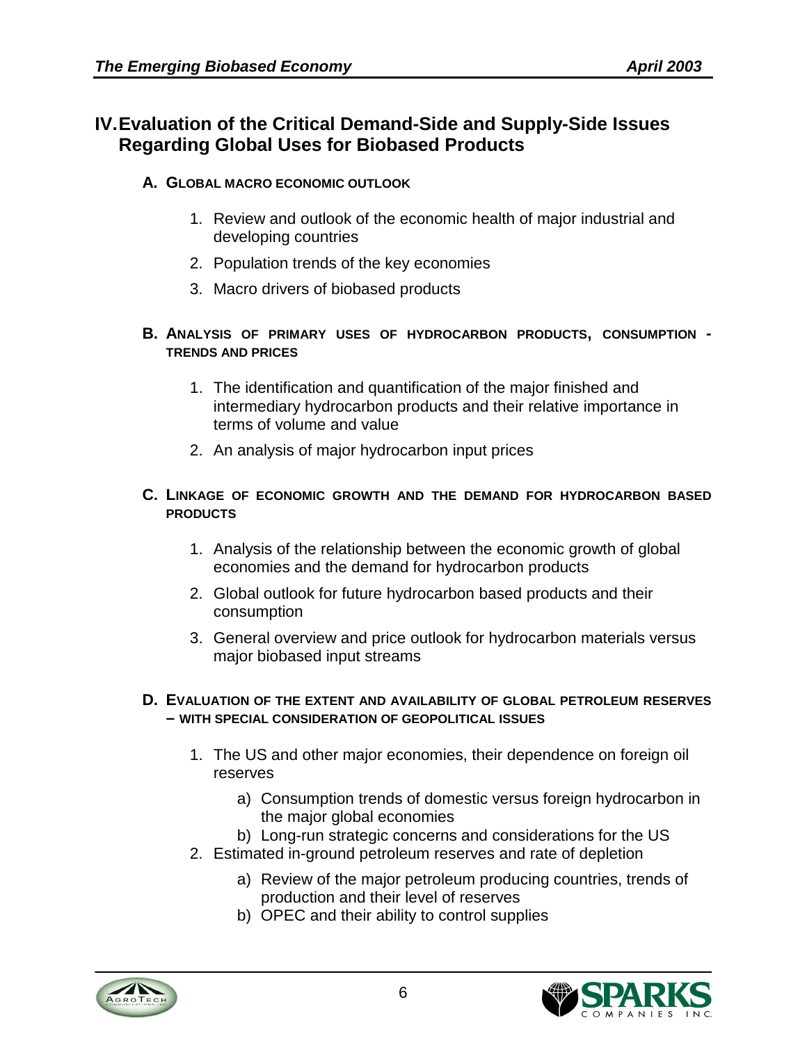## IV. Evaluation of the Critical Demand-Side and Supply-Side Issues Regarding Global Uses for Biobased Products

### A. Global Macro Economic Outlook

1. Review and outlook of the economic health of major industrial and developing countries
2. Population trends of the key economies
3. Macro drivers of biobased products

### B. Analysis of Primary Uses of Hydrocarbon Products, Consumption - Trends and Prices

1. The identification and quantification of the major finished and intermediary hydrocarbon products and their relative importance in terms of volume and value
2. An analysis of major hydrocarbon input prices

### C. Linkage of Economic Growth and the Demand for Hydrocarbon Based Products

1. Analysis of the relationship between the economic growth of global economies and the demand for hydrocarbon products
2. Global outlook for future hydrocarbon based products and their consumption
3. General overview and price outlook for hydrocarbon materials versus major biobased input streams

### D. Evaluation of the Extent and Availability of Global Petroleum Reserves – With Special Consideration of Geopolitical Issues

1. The US and other major economies, their dependence on foreign oil reserves
   a) Consumption trends of domestic versus foreign hydrocarbon in the major global economies
   b) Long-run strategic concerns and considerations for the US
2. Estimated in-ground petroleum reserves and rate of depletion
   a) Review of the major petroleum producing countries, trends of production and their level of reserves
   b) OPEC and their ability to control supplies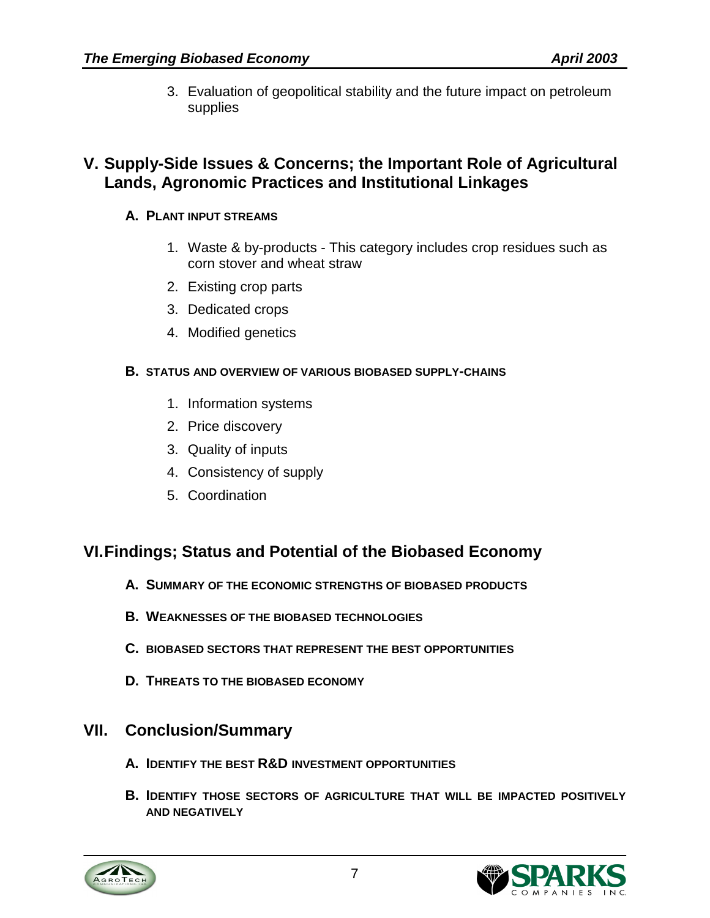3. Evaluation of geopolitical stability and the future impact on petroleum supplies

## V. Supply-Side Issues & Concerns; the Important Role of Agricultural Lands, Agronomic Practices and Institutional Linkages

### A. Plant Input Streams

1. Waste & by-products - This category includes crop residues such as corn stover and wheat straw
2. Existing crop parts
3. Dedicated crops
4. Modified genetics

### B. Status and Overview of Various Biobased Supply-Chains

1. Information systems
2. Price discovery
3. Quality of inputs
4. Consistency of supply
5. Coordination

## VI. Findings; Status and Potential of the Biobased Economy

### A. Summary of the Economic Strengths of Biobased Products

### B. Weaknesses of the Biobased Technologies

### C. Biobased Sectors That Represent the Best Opportunities

### D. Threats to the Biobased Economy

## VII. Conclusion/Summary

### A. Identify the Best R&D Investment Opportunities

### B. Identify Those Sectors of Agriculture That Will Be Impacted Positively and Negatively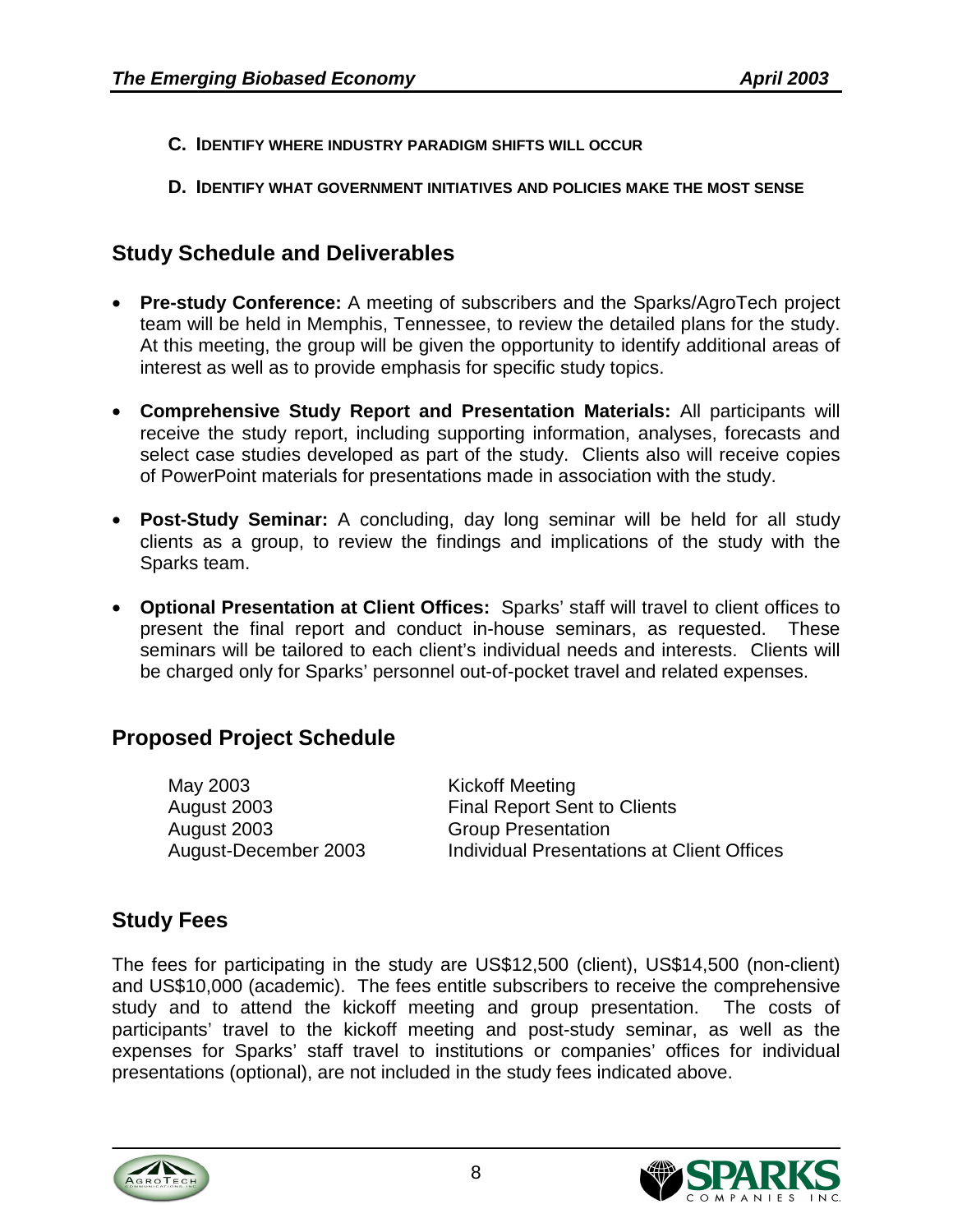**C. IDENTIFY WHERE INDUSTRY PARADIGM SHIFTS WILL OCCUR**

**D. IDENTIFY WHAT GOVERNMENT INITIATIVES AND POLICIES MAKE THE MOST SENSE**

## Study Schedule and Deliverables

- **Pre-study Conference:** A meeting of subscribers and the Sparks/AgroTech project team will be held in Memphis, Tennessee, to review the detailed plans for the study. At this meeting, the group will be given the opportunity to identify additional areas of interest as well as to provide emphasis for specific study topics.

- **Comprehensive Study Report and Presentation Materials:** All participants will receive the study report, including supporting information, analyses, forecasts and select case studies developed as part of the study. Clients also will receive copies of PowerPoint materials for presentations made in association with the study.

- **Post-Study Seminar:** A concluding, day long seminar will be held for all study clients as a group, to review the findings and implications of the study with the Sparks team.

- **Optional Presentation at Client Offices:** Sparks' staff will travel to client offices to present the final report and conduct in-house seminars, as requested. These seminars will be tailored to each client's individual needs and interests. Clients will be charged only for Sparks' personnel out-of-pocket travel and related expenses.

## Proposed Project Schedule

| | |
|---|---|
| May 2003 | Kickoff Meeting |
| August 2003 | Final Report Sent to Clients |
| August 2003 | Group Presentation |
| August-December 2003 | Individual Presentations at Client Offices |

## Study Fees

The fees for participating in the study are US$12,500 (client), US$14,500 (non-client) and US$10,000 (academic). The fees entitle subscribers to receive the comprehensive study and to attend the kickoff meeting and group presentation. The costs of participants' travel to the kickoff meeting and post-study seminar, as well as the expenses for Sparks' staff travel to institutions or companies' offices for individual presentations (optional), are not included in the study fees indicated above.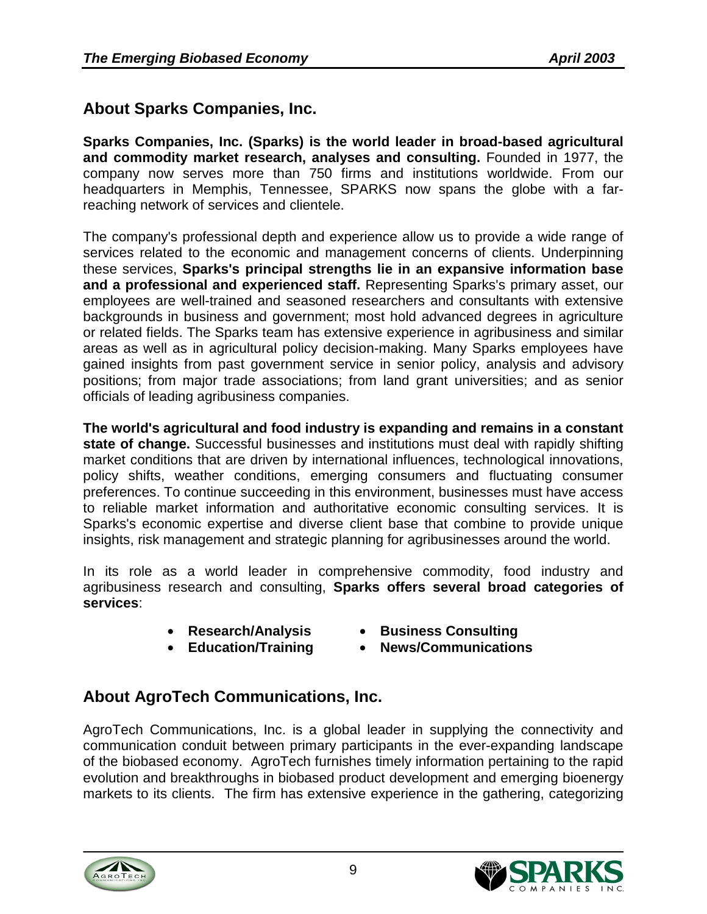## About Sparks Companies, Inc.

**Sparks Companies, Inc. (Sparks) is the world leader in broad-based agricultural and commodity market research, analyses and consulting.** Founded in 1977, the company now serves more than 750 firms and institutions worldwide. From our headquarters in Memphis, Tennessee, SPARKS now spans the globe with a far-reaching network of services and clientele.

The company's professional depth and experience allow us to provide a wide range of services related to the economic and management concerns of clients. Underpinning these services, **Sparks's principal strengths lie in an expansive information base and a professional and experienced staff.** Representing Sparks's primary asset, our employees are well-trained and seasoned researchers and consultants with extensive backgrounds in business and government; most hold advanced degrees in agriculture or related fields. The Sparks team has extensive experience in agribusiness and similar areas as well as in agricultural policy decision-making. Many Sparks employees have gained insights from past government service in senior policy, analysis and advisory positions; from major trade associations; from land grant universities; and as senior officials of leading agribusiness companies.

**The world's agricultural and food industry is expanding and remains in a constant state of change.** Successful businesses and institutions must deal with rapidly shifting market conditions that are driven by international influences, technological innovations, policy shifts, weather conditions, emerging consumers and fluctuating consumer preferences. To continue succeeding in this environment, businesses must have access to reliable market information and authoritative economic consulting services. It is Sparks's economic expertise and diverse client base that combine to provide unique insights, risk management and strategic planning for agribusinesses around the world.

In its role as a world leader in comprehensive commodity, food industry and agribusiness research and consulting, **Sparks offers several broad categories of services**:

- **Research/Analysis**
- **Business Consulting**
- **Education/Training**
- **News/Communications**

## About AgroTech Communications, Inc.

AgroTech Communications, Inc. is a global leader in supplying the connectivity and communication conduit between primary participants in the ever-expanding landscape of the biobased economy. AgroTech furnishes timely information pertaining to the rapid evolution and breakthroughs in biobased product development and emerging bioenergy markets to its clients. The firm has extensive experience in the gathering, categorizing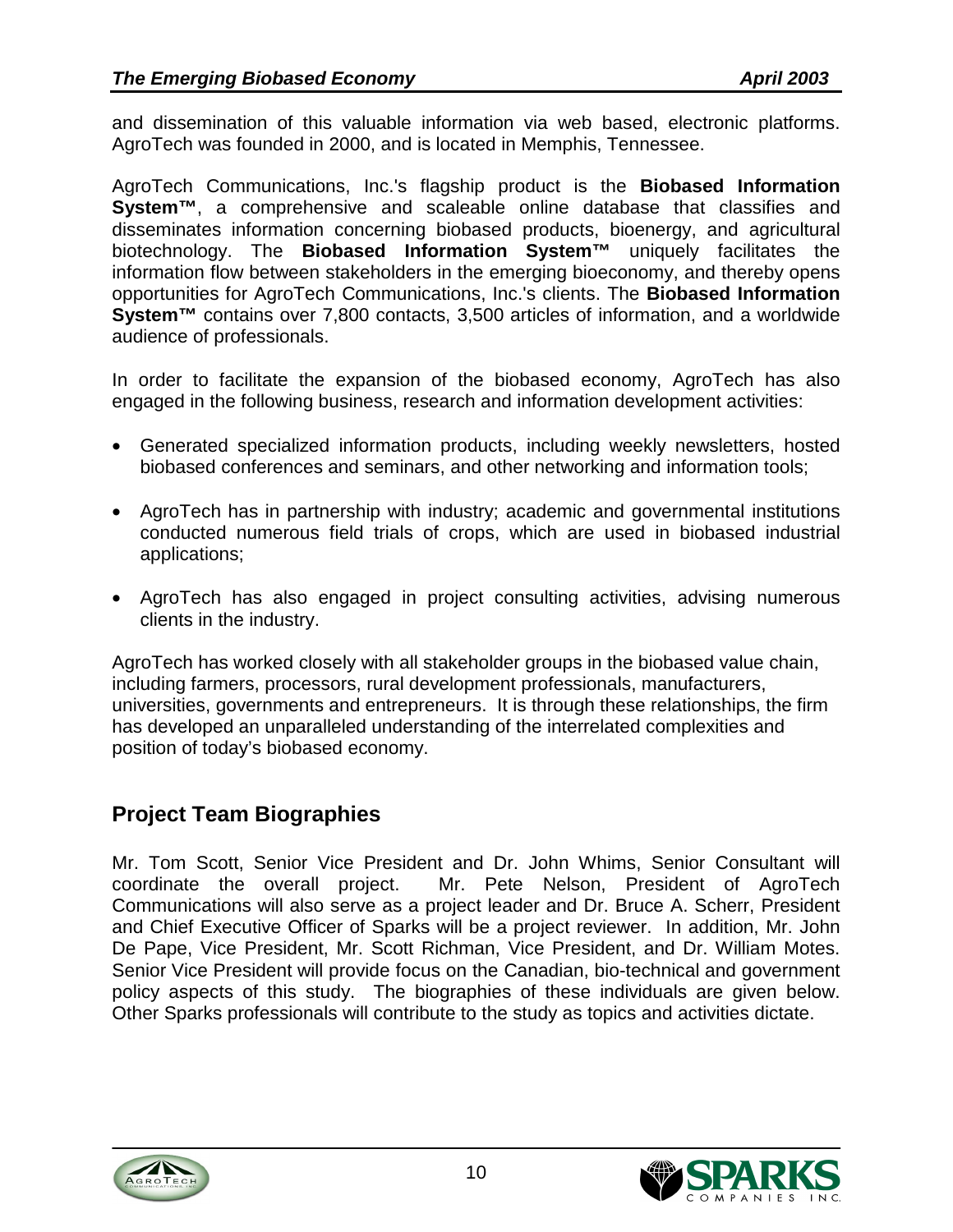and dissemination of this valuable information via web based, electronic platforms. AgroTech was founded in 2000, and is located in Memphis, Tennessee.

AgroTech Communications, Inc.'s flagship product is the **Biobased Information System™**, a comprehensive and scaleable online database that classifies and disseminates information concerning biobased products, bioenergy, and agricultural biotechnology. The **Biobased Information System™** uniquely facilitates the information flow between stakeholders in the emerging bioeconomy, and thereby opens opportunities for AgroTech Communications, Inc.'s clients. The **Biobased Information System™** contains over 7,800 contacts, 3,500 articles of information, and a worldwide audience of professionals.

In order to facilitate the expansion of the biobased economy, AgroTech has also engaged in the following business, research and information development activities:

- Generated specialized information products, including weekly newsletters, hosted biobased conferences and seminars, and other networking and information tools;
- AgroTech has in partnership with industry; academic and governmental institutions conducted numerous field trials of crops, which are used in biobased industrial applications;
- AgroTech has also engaged in project consulting activities, advising numerous clients in the industry.

AgroTech has worked closely with all stakeholder groups in the biobased value chain, including farmers, processors, rural development professionals, manufacturers, universities, governments and entrepreneurs. It is through these relationships, the firm has developed an unparalleled understanding of the interrelated complexities and position of today's biobased economy.

## Project Team Biographies

Mr. Tom Scott, Senior Vice President and Dr. John Whims, Senior Consultant will coordinate the overall project. Mr. Pete Nelson, President of AgroTech Communications will also serve as a project leader and Dr. Bruce A. Scherr, President and Chief Executive Officer of Sparks will be a project reviewer. In addition, Mr. John De Pape, Vice President, Mr. Scott Richman, Vice President, and Dr. William Motes. Senior Vice President will provide focus on the Canadian, bio-technical and government policy aspects of this study. The biographies of these individuals are given below. Other Sparks professionals will contribute to the study as topics and activities dictate.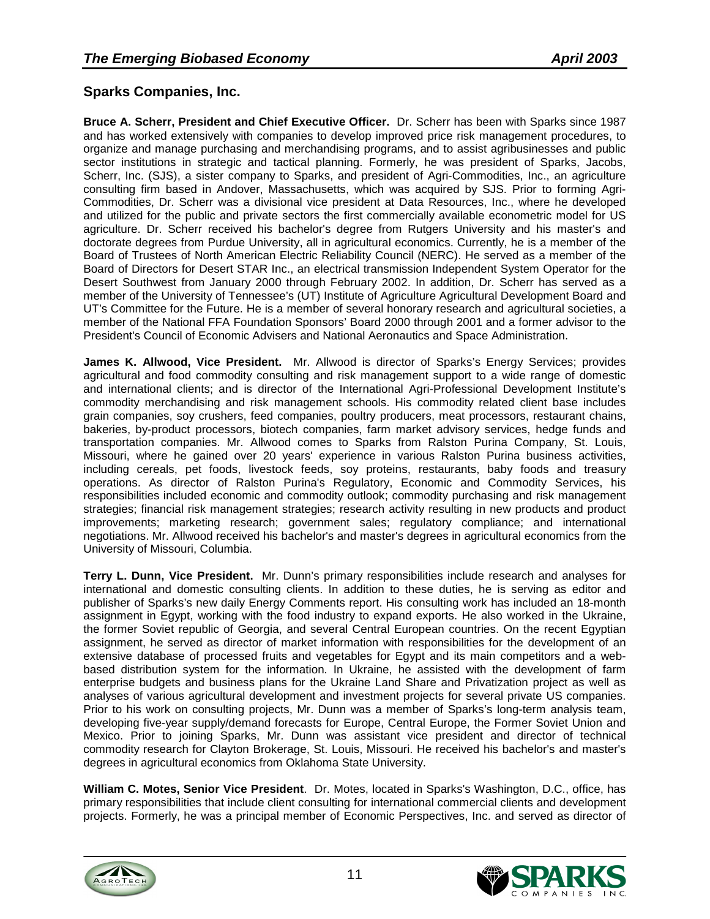## Sparks Companies, Inc.

**Bruce A. Scherr, President and Chief Executive Officer.** Dr. Scherr has been with Sparks since 1987 and has worked extensively with companies to develop improved price risk management procedures, to organize and manage purchasing and merchandising programs, and to assist agribusinesses and public sector institutions in strategic and tactical planning. Formerly, he was president of Sparks, Jacobs, Scherr, Inc. (SJS), a sister company to Sparks, and president of Agri-Commodities, Inc., an agriculture consulting firm based in Andover, Massachusetts, which was acquired by SJS. Prior to forming Agri-Commodities, Dr. Scherr was a divisional vice president at Data Resources, Inc., where he developed and utilized for the public and private sectors the first commercially available econometric model for US agriculture. Dr. Scherr received his bachelor's degree from Rutgers University and his master's and doctorate degrees from Purdue University, all in agricultural economics. Currently, he is a member of the Board of Trustees of North American Electric Reliability Council (NERC). He served as a member of the Board of Directors for Desert STAR Inc., an electrical transmission Independent System Operator for the Desert Southwest from January 2000 through February 2002. In addition, Dr. Scherr has served as a member of the University of Tennessee's (UT) Institute of Agriculture Agricultural Development Board and UT's Committee for the Future. He is a member of several honorary research and agricultural societies, a member of the National FFA Foundation Sponsors' Board 2000 through 2001 and a former advisor to the President's Council of Economic Advisers and National Aeronautics and Space Administration.

**James K. Allwood, Vice President.** Mr. Allwood is director of Sparks's Energy Services; provides agricultural and food commodity consulting and risk management support to a wide range of domestic and international clients; and is director of the International Agri-Professional Development Institute's commodity merchandising and risk management schools. His commodity related client base includes grain companies, soy crushers, feed companies, poultry producers, meat processors, restaurant chains, bakeries, by-product processors, biotech companies, farm market advisory services, hedge funds and transportation companies. Mr. Allwood comes to Sparks from Ralston Purina Company, St. Louis, Missouri, where he gained over 20 years' experience in various Ralston Purina business activities, including cereals, pet foods, livestock feeds, soy proteins, restaurants, baby foods and treasury operations. As director of Ralston Purina's Regulatory, Economic and Commodity Services, his responsibilities included economic and commodity outlook; commodity purchasing and risk management strategies; financial risk management strategies; research activity resulting in new products and product improvements; marketing research; government sales; regulatory compliance; and international negotiations. Mr. Allwood received his bachelor's and master's degrees in agricultural economics from the University of Missouri, Columbia.

**Terry L. Dunn, Vice President.** Mr. Dunn's primary responsibilities include research and analyses for international and domestic consulting clients. In addition to these duties, he is serving as editor and publisher of Sparks's new daily Energy Comments report. His consulting work has included an 18-month assignment in Egypt, working with the food industry to expand exports. He also worked in the Ukraine, the former Soviet republic of Georgia, and several Central European countries. On the recent Egyptian assignment, he served as director of market information with responsibilities for the development of an extensive database of processed fruits and vegetables for Egypt and its main competitors and a web-based distribution system for the information. In Ukraine, he assisted with the development of farm enterprise budgets and business plans for the Ukraine Land Share and Privatization project as well as analyses of various agricultural development and investment projects for several private US companies. Prior to his work on consulting projects, Mr. Dunn was a member of Sparks's long-term analysis team, developing five-year supply/demand forecasts for Europe, Central Europe, the Former Soviet Union and Mexico. Prior to joining Sparks, Mr. Dunn was assistant vice president and director of technical commodity research for Clayton Brokerage, St. Louis, Missouri. He received his bachelor's and master's degrees in agricultural economics from Oklahoma State University.

**William C. Motes, Senior Vice President**. Dr. Motes, located in Sparks's Washington, D.C., office, has primary responsibilities that include client consulting for international commercial clients and development projects. Formerly, he was a principal member of Economic Perspectives, Inc. and served as director of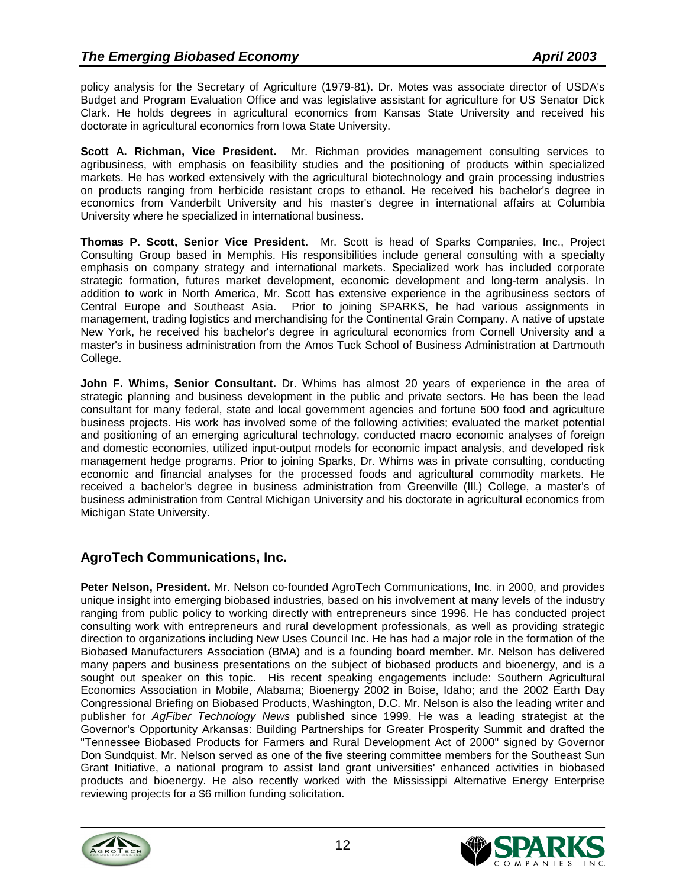policy analysis for the Secretary of Agriculture (1979-81). Dr. Motes was associate director of USDA's Budget and Program Evaluation Office and was legislative assistant for agriculture for US Senator Dick Clark. He holds degrees in agricultural economics from Kansas State University and received his doctorate in agricultural economics from Iowa State University.

**Scott A. Richman, Vice President.** Mr. Richman provides management consulting services to agribusiness, with emphasis on feasibility studies and the positioning of products within specialized markets. He has worked extensively with the agricultural biotechnology and grain processing industries on products ranging from herbicide resistant crops to ethanol. He received his bachelor's degree in economics from Vanderbilt University and his master's degree in international affairs at Columbia University where he specialized in international business.

**Thomas P. Scott, Senior Vice President.** Mr. Scott is head of Sparks Companies, Inc., Project Consulting Group based in Memphis. His responsibilities include general consulting with a specialty emphasis on company strategy and international markets. Specialized work has included corporate strategic formation, futures market development, economic development and long-term analysis. In addition to work in North America, Mr. Scott has extensive experience in the agribusiness sectors of Central Europe and Southeast Asia. Prior to joining SPARKS, he had various assignments in management, trading logistics and merchandising for the Continental Grain Company. A native of upstate New York, he received his bachelor's degree in agricultural economics from Cornell University and a master's in business administration from the Amos Tuck School of Business Administration at Dartmouth College.

**John F. Whims, Senior Consultant.** Dr. Whims has almost 20 years of experience in the area of strategic planning and business development in the public and private sectors. He has been the lead consultant for many federal, state and local government agencies and fortune 500 food and agriculture business projects. His work has involved some of the following activities; evaluated the market potential and positioning of an emerging agricultural technology, conducted macro economic analyses of foreign and domestic economies, utilized input-output models for economic impact analysis, and developed risk management hedge programs. Prior to joining Sparks, Dr. Whims was in private consulting, conducting economic and financial analyses for the processed foods and agricultural commodity markets. He received a bachelor's degree in business administration from Greenville (Ill.) College, a master's of business administration from Central Michigan University and his doctorate in agricultural economics from Michigan State University.

## AgroTech Communications, Inc.

**Peter Nelson, President.** Mr. Nelson co-founded AgroTech Communications, Inc. in 2000, and provides unique insight into emerging biobased industries, based on his involvement at many levels of the industry ranging from public policy to working directly with entrepreneurs since 1996. He has conducted project consulting work with entrepreneurs and rural development professionals, as well as providing strategic direction to organizations including New Uses Council Inc. He has had a major role in the formation of the Biobased Manufacturers Association (BMA) and is a founding board member. Mr. Nelson has delivered many papers and business presentations on the subject of biobased products and bioenergy, and is a sought out speaker on this topic. His recent speaking engagements include: Southern Agricultural Economics Association in Mobile, Alabama; Bioenergy 2002 in Boise, Idaho; and the 2002 Earth Day Congressional Briefing on Biobased Products, Washington, D.C. Mr. Nelson is also the leading writer and publisher for *AgFiber Technology News* published since 1999. He was a leading strategist at the Governor's Opportunity Arkansas: Building Partnerships for Greater Prosperity Summit and drafted the "Tennessee Biobased Products for Farmers and Rural Development Act of 2000" signed by Governor Don Sundquist. Mr. Nelson served as one of the five steering committee members for the Southeast Sun Grant Initiative, a national program to assist land grant universities' enhanced activities in biobased products and bioenergy. He also recently worked with the Mississippi Alternative Energy Enterprise reviewing projects for a $6 million funding solicitation.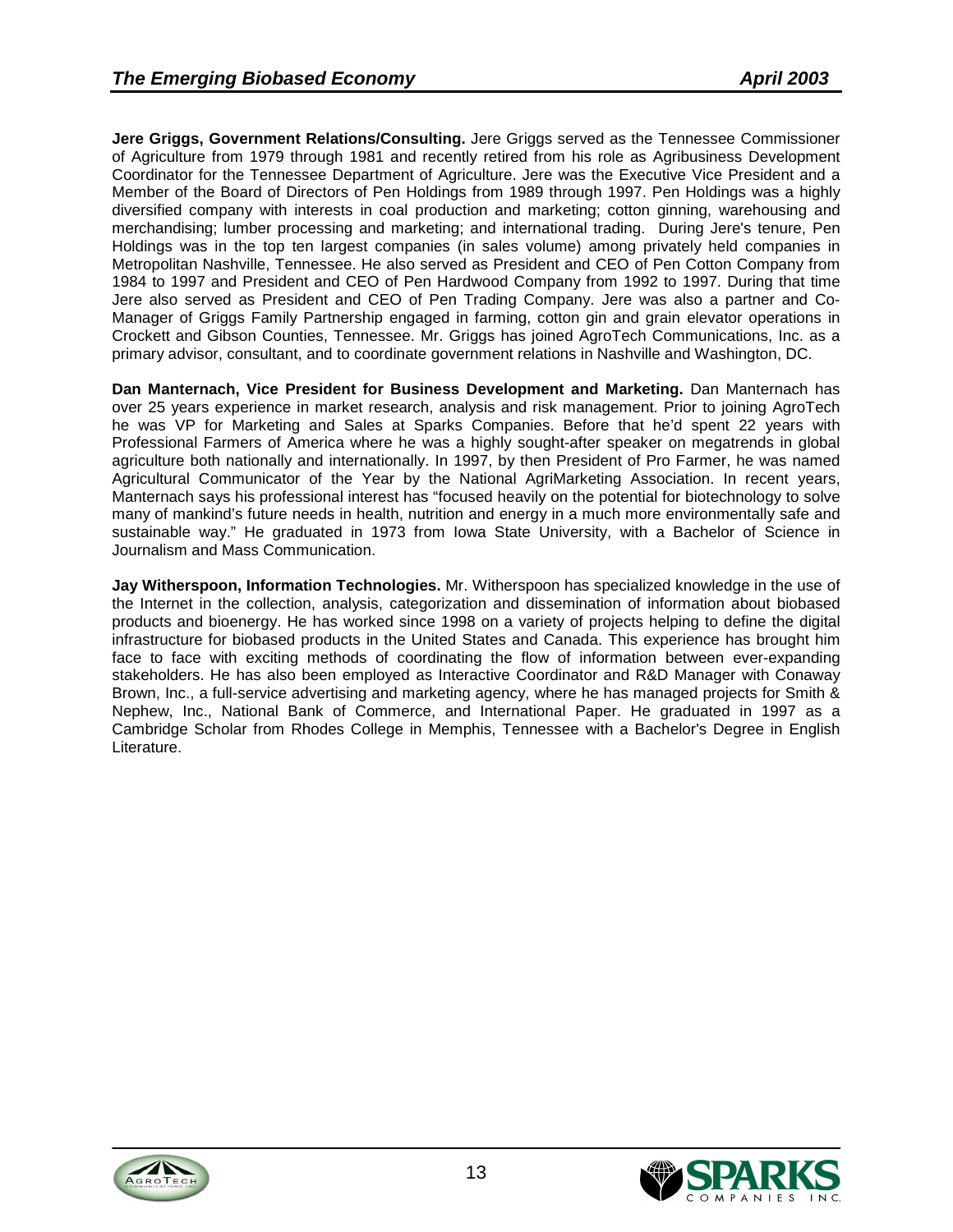**Jere Griggs, Government Relations/Consulting.** Jere Griggs served as the Tennessee Commissioner of Agriculture from 1979 through 1981 and recently retired from his role as Agribusiness Development Coordinator for the Tennessee Department of Agriculture. Jere was the Executive Vice President and a Member of the Board of Directors of Pen Holdings from 1989 through 1997. Pen Holdings was a highly diversified company with interests in coal production and marketing; cotton ginning, warehousing and merchandising; lumber processing and marketing; and international trading. During Jere's tenure, Pen Holdings was in the top ten largest companies (in sales volume) among privately held companies in Metropolitan Nashville, Tennessee. He also served as President and CEO of Pen Cotton Company from 1984 to 1997 and President and CEO of Pen Hardwood Company from 1992 to 1997. During that time Jere also served as President and CEO of Pen Trading Company. Jere was also a partner and Co-Manager of Griggs Family Partnership engaged in farming, cotton gin and grain elevator operations in Crockett and Gibson Counties, Tennessee. Mr. Griggs has joined AgroTech Communications, Inc. as a primary advisor, consultant, and to coordinate government relations in Nashville and Washington, DC.

**Dan Manternach, Vice President for Business Development and Marketing.** Dan Manternach has over 25 years experience in market research, analysis and risk management. Prior to joining AgroTech he was VP for Marketing and Sales at Sparks Companies. Before that he'd spent 22 years with Professional Farmers of America where he was a highly sought-after speaker on megatrends in global agriculture both nationally and internationally. In 1997, by then President of Pro Farmer, he was named Agricultural Communicator of the Year by the National AgriMarketing Association. In recent years, Manternach says his professional interest has "focused heavily on the potential for biotechnology to solve many of mankind's future needs in health, nutrition and energy in a much more environmentally safe and sustainable way." He graduated in 1973 from Iowa State University, with a Bachelor of Science in Journalism and Mass Communication.

**Jay Witherspoon, Information Technologies.** Mr. Witherspoon has specialized knowledge in the use of the Internet in the collection, analysis, categorization and dissemination of information about biobased products and bioenergy. He has worked since 1998 on a variety of projects helping to define the digital infrastructure for biobased products in the United States and Canada. This experience has brought him face to face with exciting methods of coordinating the flow of information between ever-expanding stakeholders. He has also been employed as Interactive Coordinator and R&D Manager with Conaway Brown, Inc., a full-service advertising and marketing agency, where he has managed projects for Smith & Nephew, Inc., National Bank of Commerce, and International Paper. He graduated in 1997 as a Cambridge Scholar from Rhodes College in Memphis, Tennessee with a Bachelor's Degree in English Literature.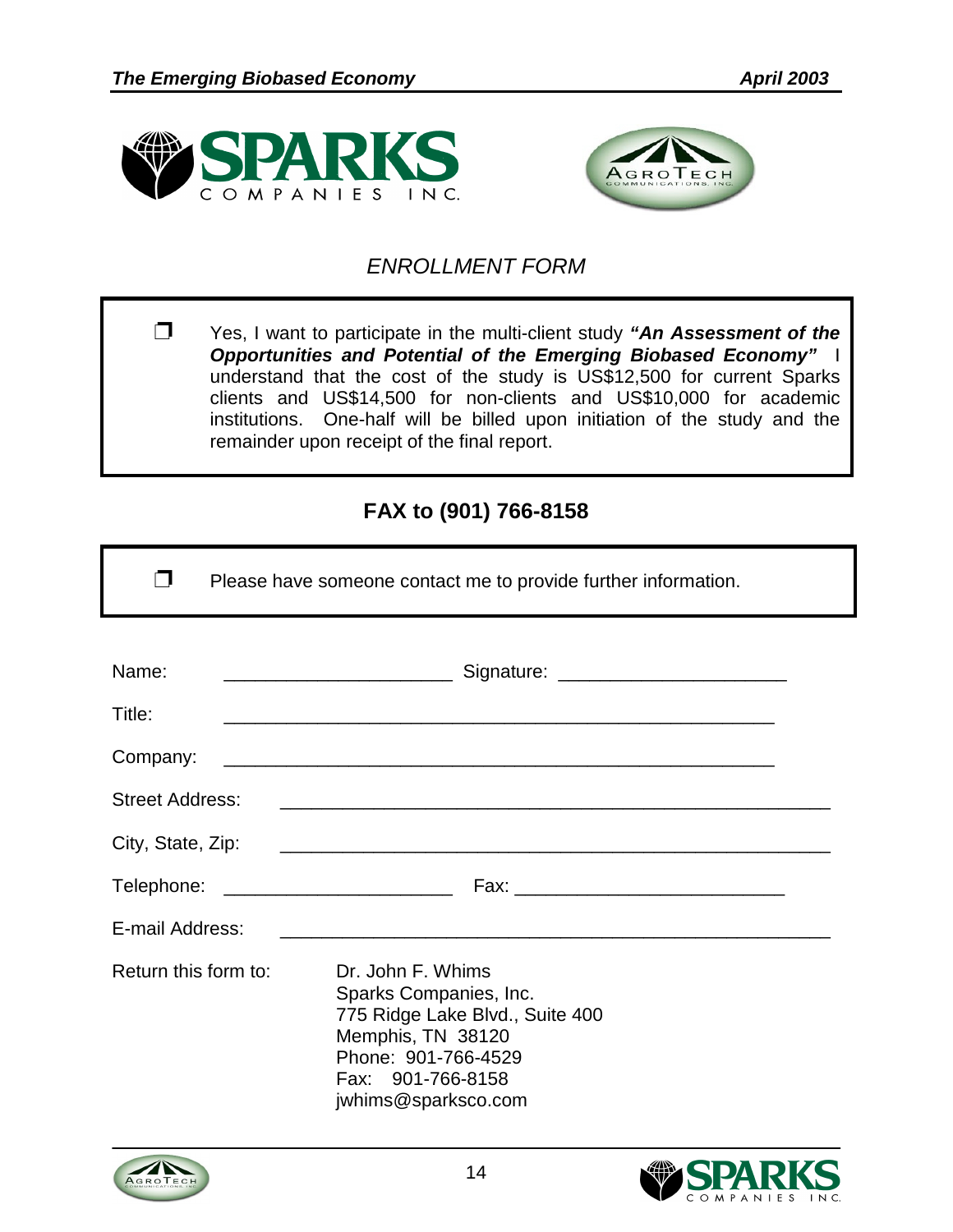## ENROLLMENT FORM

❒ Yes, I want to participate in the multi-client study ***"An Assessment of the Opportunities and Potential of the Emerging Biobased Economy"*** I understand that the cost of the study is US$12,500 for current Sparks clients and US$14,500 for non-clients and US$10,000 for academic institutions. One-half will be billed upon initiation of the study and the remainder upon receipt of the final report.

**FAX to (901) 766-8158**

❒ Please have someone contact me to provide further information.

Name: ______________________ Signature: ______________________

Title: ______________________________________________________

Company: ______________________________________________________

Street Address: ______________________________________________________

City, State, Zip: ______________________________________________________

Telephone: ______________________ Fax: __________________________

E-mail Address: ______________________________________________________

Return this form to:

Dr. John F. Whims
Sparks Companies, Inc.
775 Ridge Lake Blvd., Suite 400
Memphis, TN 38120
Phone: 901-766-4529
Fax: 901-766-8158
jwhims@sparksco.com